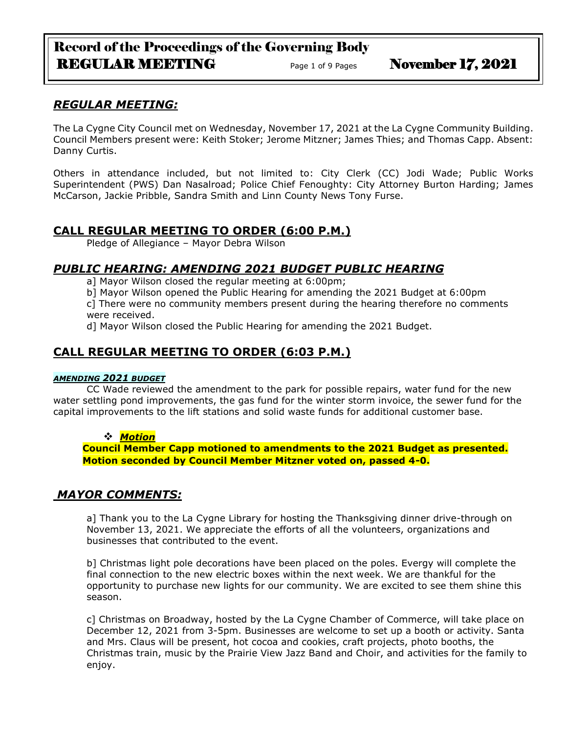# Record of the Proceedings of the Governing Body

## REGULAR MEETING — November 17, 2021

## *REGULAR MEETING:*

The La Cygne City Council met on Wednesday, November 17, 2021 at the La Cygne Community Building. Council Members present were: Keith Stoker; Jerome Mitzner; James Thies; and Thomas Capp. Absent: Danny Curtis.

Others in attendance included, but not limited to: City Clerk (CC) Jodi Wade; Public Works Superintendent (PWS) Dan Nasalroad; Police Chief Fenoughty: City Attorney Burton Harding; James McCarson, Jackie Pribble, Sandra Smith and Linn County News Tony Furse.

## CALL REGULAR MEETING TO ORDER (6:00 P.M.)

Pledge of Allegiance – Mayor Debra Wilson

## *PUBLIC HEARING: AMENDING 2021 BUDGET PUBLIC HEARING*

a] Mayor Wilson closed the regular meeting at 6:00pm;

b] Mayor Wilson opened the Public Hearing for amending the 2021 Budget at 6:00pm

c] There were no community members present during the hearing therefore no comments were received.

d] Mayor Wilson closed the Public Hearing for amending the 2021 Budget.

## CALL REGULAR MEETING TO ORDER (6:03 P.M.)

#### *AMENDING 2021 BUDGET*

CC Wade reviewed the amendment to the park for possible repairs, water fund for the new water settling pond improvements, the gas fund for the winter storm invoice, the sewer fund for the capital improvements to the lift stations and solid waste funds for additional customer base.

- ***Motion***

**Council Member Capp motioned to amendments to the 2021 Budget as presented. Motion seconded by Council Member Mitzner voted on, passed 4-0.**

## *MAYOR COMMENTS:*

a] Thank you to the La Cygne Library for hosting the Thanksgiving dinner drive-through on November 13, 2021. We appreciate the efforts of all the volunteers, organizations and businesses that contributed to the event.

b] Christmas light pole decorations have been placed on the poles. Evergy will complete the final connection to the new electric boxes within the next week. We are thankful for the opportunity to purchase new lights for our community. We are excited to see them shine this season.

c] Christmas on Broadway, hosted by the La Cygne Chamber of Commerce, will take place on December 12, 2021 from 3-5pm. Businesses are welcome to set up a booth or activity. Santa and Mrs. Claus will be present, hot cocoa and cookies, craft projects, photo booths, the Christmas train, music by the Prairie View Jazz Band and Choir, and activities for the family to enjoy.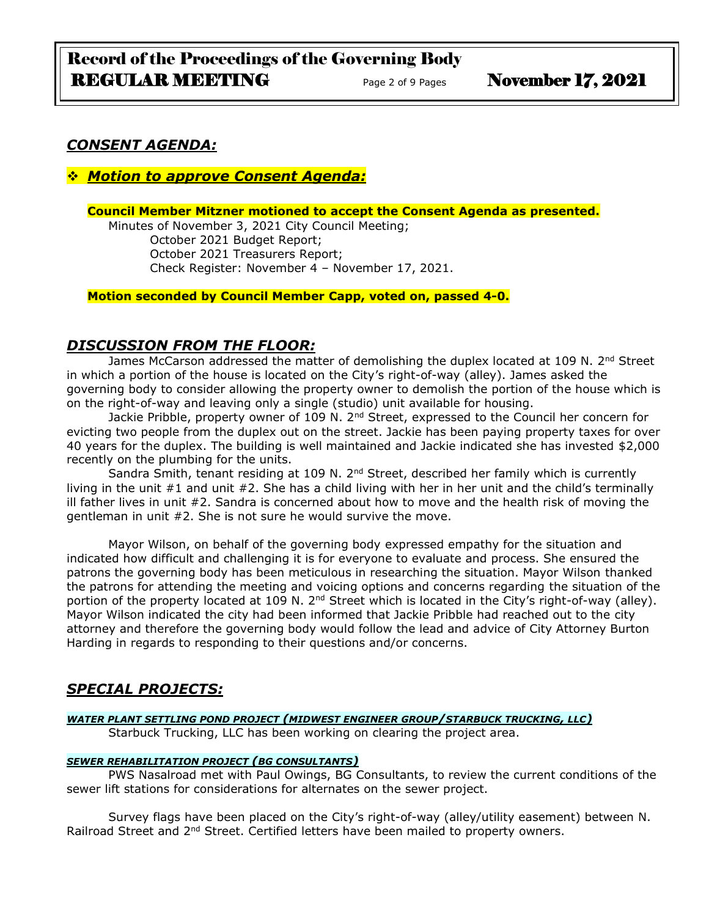## *CONSENT AGENDA:*

❖ ***Motion to approve Consent Agenda:***

**Council Member Mitzner motioned to accept the Consent Agenda as presented.**

Minutes of November 3, 2021 City Council Meeting;
October 2021 Budget Report;
October 2021 Treasurers Report;
Check Register: November 4 – November 17, 2021.

**Motion seconded by Council Member Capp, voted on, passed 4-0.**

## *DISCUSSION FROM THE FLOOR:*

James McCarson addressed the matter of demolishing the duplex located at 109 N. 2nd Street in which a portion of the house is located on the City's right-of-way (alley). James asked the governing body to consider allowing the property owner to demolish the portion of the house which is on the right-of-way and leaving only a single (studio) unit available for housing.

Jackie Pribble, property owner of 109 N. 2nd Street, expressed to the Council her concern for evicting two people from the duplex out on the street. Jackie has been paying property taxes for over 40 years for the duplex. The building is well maintained and Jackie indicated she has invested $2,000 recently on the plumbing for the units.

Sandra Smith, tenant residing at 109 N. 2nd Street, described her family which is currently living in the unit #1 and unit #2. She has a child living with her in her unit and the child's terminally ill father lives in unit #2. Sandra is concerned about how to move and the health risk of moving the gentleman in unit #2. She is not sure he would survive the move.

Mayor Wilson, on behalf of the governing body expressed empathy for the situation and indicated how difficult and challenging it is for everyone to evaluate and process. She ensured the patrons the governing body has been meticulous in researching the situation. Mayor Wilson thanked the patrons for attending the meeting and voicing options and concerns regarding the situation of the portion of the property located at 109 N. 2nd Street which is located in the City's right-of-way (alley). Mayor Wilson indicated the city had been informed that Jackie Pribble had reached out to the city attorney and therefore the governing body would follow the lead and advice of City Attorney Burton Harding in regards to responding to their questions and/or concerns.

## *SPECIAL PROJECTS:*

***WATER PLANT SETTLING POND PROJECT (MIDWEST ENGINEER GROUP/STARBUCK TRUCKING, LLC)***

Starbuck Trucking, LLC has been working on clearing the project area.

***SEWER REHABILITATION PROJECT (BG CONSULTANTS)***

PWS Nasalroad met with Paul Owings, BG Consultants, to review the current conditions of the sewer lift stations for considerations for alternates on the sewer project.

Survey flags have been placed on the City's right-of-way (alley/utility easement) between N. Railroad Street and 2nd Street. Certified letters have been mailed to property owners.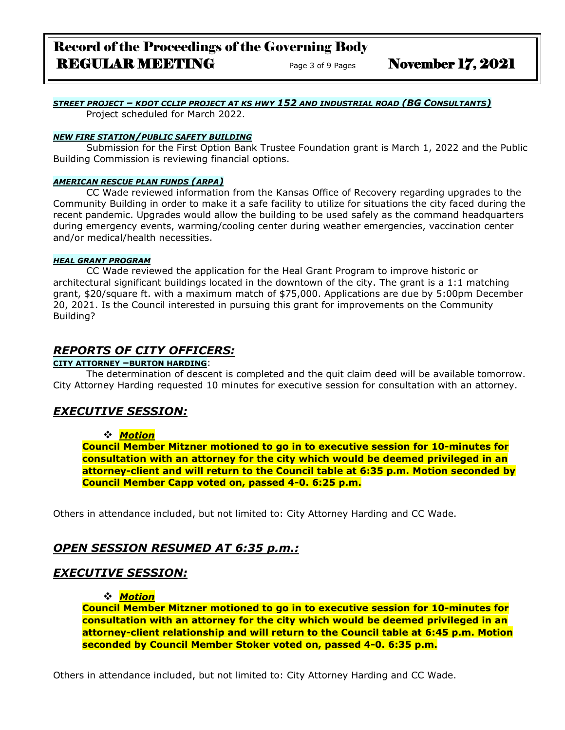#### ***STREET PROJECT – KDOT CCLIP PROJECT AT KS HWY 152 AND INDUSTRIAL ROAD (BG CONSULTANTS)***

Project scheduled for March 2022.

#### ***NEW FIRE STATION/PUBLIC SAFETY BUILDING***

Submission for the First Option Bank Trustee Foundation grant is March 1, 2022 and the Public Building Commission is reviewing financial options.

#### ***AMERICAN RESCUE PLAN FUNDS (ARPA)***

CC Wade reviewed information from the Kansas Office of Recovery regarding upgrades to the Community Building in order to make it a safe facility to utilize for situations the city faced during the recent pandemic. Upgrades would allow the building to be used safely as the command headquarters during emergency events, warming/cooling center during weather emergencies, vaccination center and/or medical/health necessities.

#### ***HEAL GRANT PROGRAM***

CC Wade reviewed the application for the Heal Grant Program to improve historic or architectural significant buildings located in the downtown of the city. The grant is a 1:1 matching grant, $20/square ft. with a maximum match of $75,000. Applications are due by 5:00pm December 20, 2021. Is the Council interested in pursuing this grant for improvements on the Community Building?

## ***REPORTS OF CITY OFFICERS:***

**CITY ATTORNEY –BURTON HARDING**:

The determination of descent is completed and the quit claim deed will be available tomorrow. City Attorney Harding requested 10 minutes for executive session for consultation with an attorney.

## ***EXECUTIVE SESSION:***

- ***Motion***

**Council Member Mitzner motioned to go in to executive session for 10-minutes for consultation with an attorney for the city which would be deemed privileged in an attorney-client and will return to the Council table at 6:35 p.m. Motion seconded by Council Member Capp voted on, passed 4-0. 6:25 p.m.**

Others in attendance included, but not limited to: City Attorney Harding and CC Wade.

## ***OPEN SESSION RESUMED AT 6:35 p.m.:***

## ***EXECUTIVE SESSION:***

- ***Motion***

**Council Member Mitzner motioned to go in to executive session for 10-minutes for consultation with an attorney for the city which would be deemed privileged in an attorney-client relationship and will return to the Council table at 6:45 p.m. Motion seconded by Council Member Stoker voted on, passed 4-0. 6:35 p.m.**

Others in attendance included, but not limited to: City Attorney Harding and CC Wade.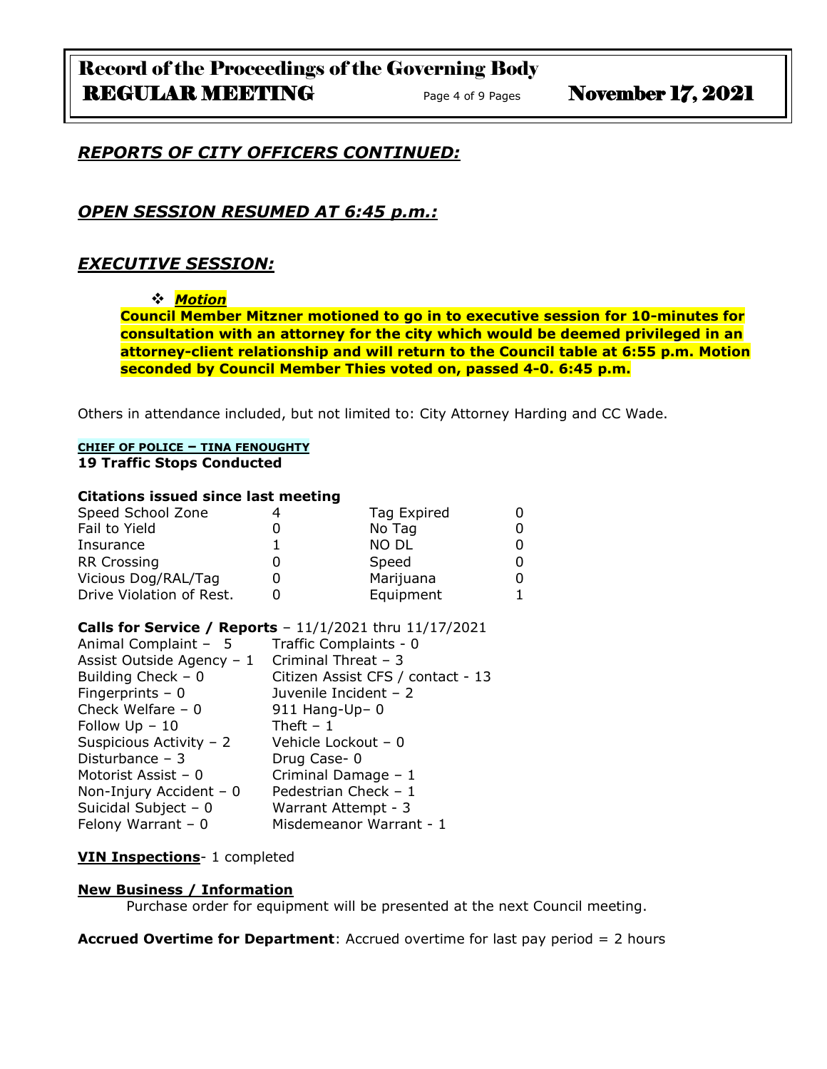## *REPORTS OF CITY OFFICERS CONTINUED:*

## *OPEN SESSION RESUMED AT 6:45 p.m.:*

## *EXECUTIVE SESSION:*

- ***Motion***

**Council Member Mitzner motioned to go in to executive session for 10-minutes for consultation with an attorney for the city which would be deemed privileged in an attorney-client relationship and will return to the Council table at 6:55 p.m. Motion seconded by Council Member Thies voted on, passed 4-0. 6:45 p.m.**

Others in attendance included, but not limited to: City Attorney Harding and CC Wade.

**CHIEF OF POLICE – TINA FENOUGHTY**

**19 Traffic Stops Conducted**

**Citations issued since last meeting**

| | | | |
|---|---|---|---|
| Speed School Zone | 4 | Tag Expired | 0 |
| Fail to Yield | 0 | No Tag | 0 |
| Insurance | 1 | NO DL | 0 |
| RR Crossing | 0 | Speed | 0 |
| Vicious Dog/RAL/Tag | 0 | Marijuana | 0 |
| Drive Violation of Rest. | 0 | Equipment | 1 |

**Calls for Service / Reports** – 11/1/2021 thru 11/17/2021

| | |
|---|---|
| Animal Complaint – 5 | Traffic Complaints - 0 |
| Assist Outside Agency – 1 | Criminal Threat – 3 |
| Building Check – 0 | Citizen Assist CFS / contact - 13 |
| Fingerprints – 0 | Juvenile Incident – 2 |
| Check Welfare – 0 | 911 Hang-Up– 0 |
| Follow Up – 10 | Theft – 1 |
| Suspicious Activity – 2 | Vehicle Lockout – 0 |
| Disturbance – 3 | Drug Case- 0 |
| Motorist Assist – 0 | Criminal Damage – 1 |
| Non-Injury Accident – 0 | Pedestrian Check – 1 |
| Suicidal Subject – 0 | Warrant Attempt - 3 |
| Felony Warrant – 0 | Misdemeanor Warrant - 1 |

**VIN Inspections**- 1 completed

**New Business / Information**

Purchase order for equipment will be presented at the next Council meeting.

**Accrued Overtime for Department**: Accrued overtime for last pay period = 2 hours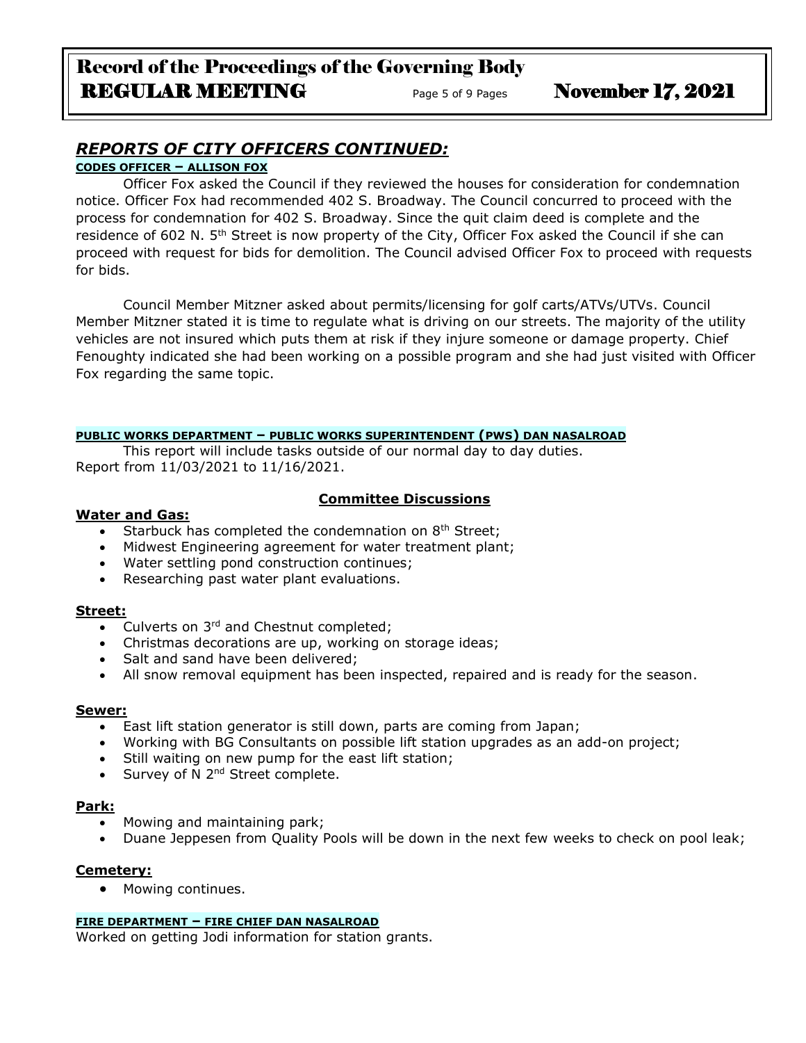## *REPORTS OF CITY OFFICERS CONTINUED:*

**CODES OFFICER – ALLISON FOX**

Officer Fox asked the Council if they reviewed the houses for consideration for condemnation notice. Officer Fox had recommended 402 S. Broadway. The Council concurred to proceed with the process for condemnation for 402 S. Broadway. Since the quit claim deed is complete and the residence of 602 N. 5th Street is now property of the City, Officer Fox asked the Council if she can proceed with request for bids for demolition. The Council advised Officer Fox to proceed with requests for bids.

Council Member Mitzner asked about permits/licensing for golf carts/ATVs/UTVs. Council Member Mitzner stated it is time to regulate what is driving on our streets. The majority of the utility vehicles are not insured which puts them at risk if they injure someone or damage property. Chief Fenoughty indicated she had been working on a possible program and she had just visited with Officer Fox regarding the same topic.

**PUBLIC WORKS DEPARTMENT – PUBLIC WORKS SUPERINTENDENT (PWS) DAN NASALROAD**

This report will include tasks outside of our normal day to day duties.
Report from 11/03/2021 to 11/16/2021.

**Committee Discussions**

**Water and Gas:**

- Starbuck has completed the condemnation on 8th Street;
- Midwest Engineering agreement for water treatment plant;
- Water settling pond construction continues;
- Researching past water plant evaluations.

**Street:**

- Culverts on 3rd and Chestnut completed;
- Christmas decorations are up, working on storage ideas;
- Salt and sand have been delivered;
- All snow removal equipment has been inspected, repaired and is ready for the season.

**Sewer:**

- East lift station generator is still down, parts are coming from Japan;
- Working with BG Consultants on possible lift station upgrades as an add-on project;
- Still waiting on new pump for the east lift station;
- Survey of N 2nd Street complete.

**Park:**

- Mowing and maintaining park;
- Duane Jeppesen from Quality Pools will be down in the next few weeks to check on pool leak;

**Cemetery:**

- Mowing continues.

**FIRE DEPARTMENT – FIRE CHIEF DAN NASALROAD**

Worked on getting Jodi information for station grants.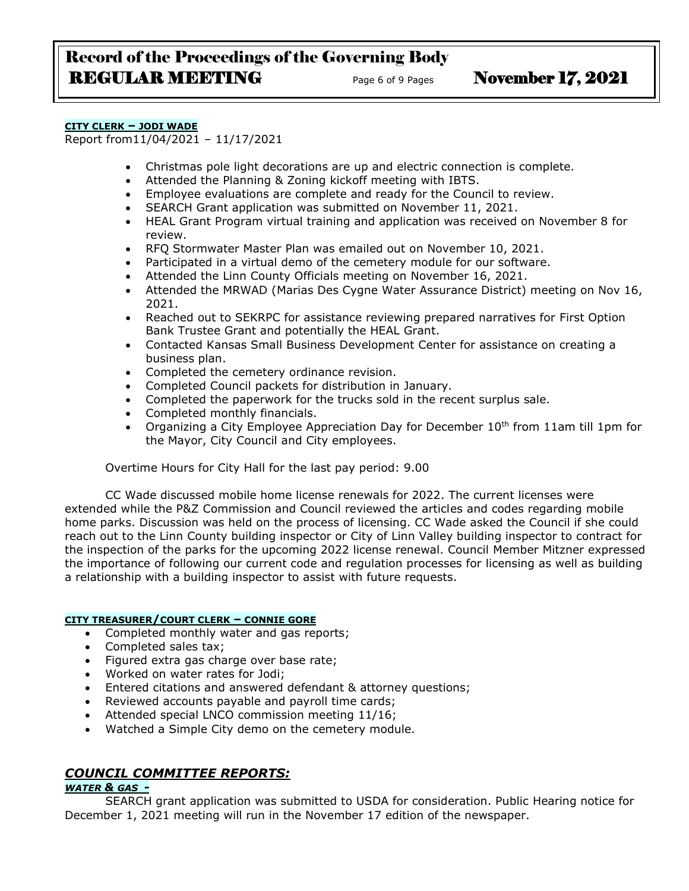**CITY CLERK – JODI WADE**

Report from11/04/2021 – 11/17/2021

- Christmas pole light decorations are up and electric connection is complete.
- Attended the Planning & Zoning kickoff meeting with IBTS.
- Employee evaluations are complete and ready for the Council to review.
- SEARCH Grant application was submitted on November 11, 2021.
- HEAL Grant Program virtual training and application was received on November 8 for review.
- RFQ Stormwater Master Plan was emailed out on November 10, 2021.
- Participated in a virtual demo of the cemetery module for our software.
- Attended the Linn County Officials meeting on November 16, 2021.
- Attended the MRWAD (Marias Des Cygne Water Assurance District) meeting on Nov 16, 2021.
- Reached out to SEKRPC for assistance reviewing prepared narratives for First Option Bank Trustee Grant and potentially the HEAL Grant.
- Contacted Kansas Small Business Development Center for assistance on creating a business plan.
- Completed the cemetery ordinance revision.
- Completed Council packets for distribution in January.
- Completed the paperwork for the trucks sold in the recent surplus sale.
- Completed monthly financials.
- Organizing a City Employee Appreciation Day for December 10th from 11am till 1pm for the Mayor, City Council and City employees.

Overtime Hours for City Hall for the last pay period: 9.00

CC Wade discussed mobile home license renewals for 2022. The current licenses were extended while the P&Z Commission and Council reviewed the articles and codes regarding mobile home parks. Discussion was held on the process of licensing. CC Wade asked the Council if she could reach out to the Linn County building inspector or City of Linn Valley building inspector to contract for the inspection of the parks for the upcoming 2022 license renewal. Council Member Mitzner expressed the importance of following our current code and regulation processes for licensing as well as building a relationship with a building inspector to assist with future requests.

**CITY TREASURER/COURT CLERK – CONNIE GORE**

- Completed monthly water and gas reports;
- Completed sales tax;
- Figured extra gas charge over base rate;
- Worked on water rates for Jodi;
- Entered citations and answered defendant & attorney questions;
- Reviewed accounts payable and payroll time cards;
- Attended special LNCO commission meeting 11/16;
- Watched a Simple City demo on the cemetery module.

## *COUNCIL COMMITTEE REPORTS:*

***WATER & GAS -***

SEARCH grant application was submitted to USDA for consideration. Public Hearing notice for December 1, 2021 meeting will run in the November 17 edition of the newspaper.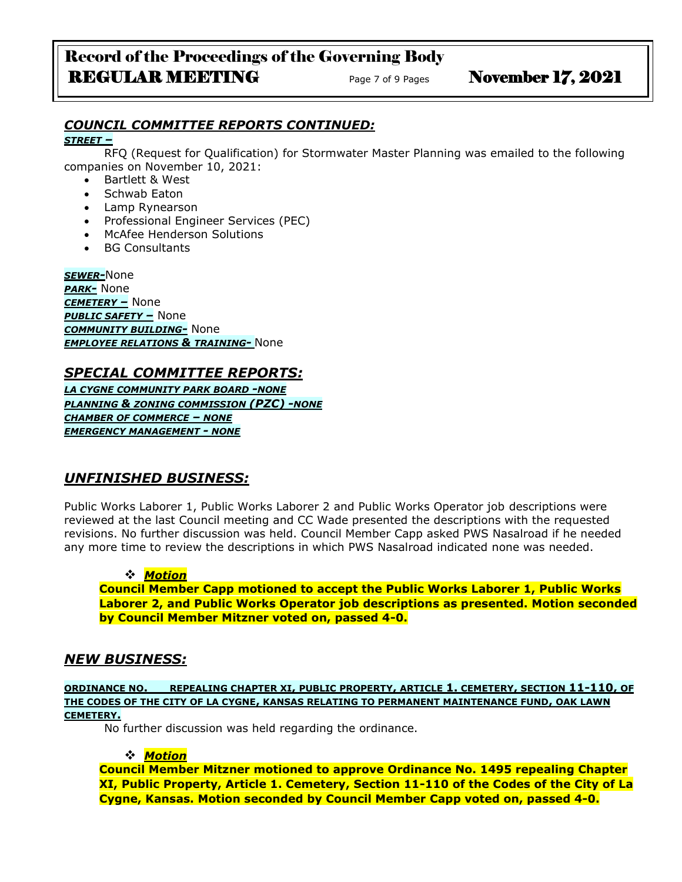## *COUNCIL COMMITTEE REPORTS CONTINUED:*

***STREET –***

RFQ (Request for Qualification) for Stormwater Master Planning was emailed to the following companies on November 10, 2021:

- Bartlett & West
- Schwab Eaton
- Lamp Rynearson
- Professional Engineer Services (PEC)
- McAfee Henderson Solutions
- BG Consultants

***SEWER-***None
***PARK-*** None
***CEMETERY –*** None
***PUBLIC SAFETY –*** None
***COMMUNITY BUILDING-*** None
***EMPLOYEE RELATIONS & TRAINING-*** None

## *SPECIAL COMMITTEE REPORTS:*

***LA CYGNE COMMUNITY PARK BOARD -NONE***
***PLANNING & ZONING COMMISSION (PZC) -NONE***
***CHAMBER OF COMMERCE – NONE***
***EMERGENCY MANAGEMENT - NONE***

## *UNFINISHED BUSINESS:*

Public Works Laborer 1, Public Works Laborer 2 and Public Works Operator job descriptions were reviewed at the last Council meeting and CC Wade presented the descriptions with the requested revisions. No further discussion was held. Council Member Capp asked PWS Nasalroad if he needed any more time to review the descriptions in which PWS Nasalroad indicated none was needed.

- ***Motion***

**Council Member Capp motioned to accept the Public Works Laborer 1, Public Works Laborer 2, and Public Works Operator job descriptions as presented. Motion seconded by Council Member Mitzner voted on, passed 4-0.**

## *NEW BUSINESS:*

**ORDINANCE NO. REPEALING CHAPTER XI, PUBLIC PROPERTY, ARTICLE 1. CEMETERY, SECTION 11-110, OF THE CODES OF THE CITY OF LA CYGNE, KANSAS RELATING TO PERMANENT MAINTENANCE FUND, OAK LAWN CEMETERY.**

No further discussion was held regarding the ordinance.

- ***Motion***

**Council Member Mitzner motioned to approve Ordinance No. 1495 repealing Chapter XI, Public Property, Article 1. Cemetery, Section 11-110 of the Codes of the City of La Cygne, Kansas. Motion seconded by Council Member Capp voted on, passed 4-0.**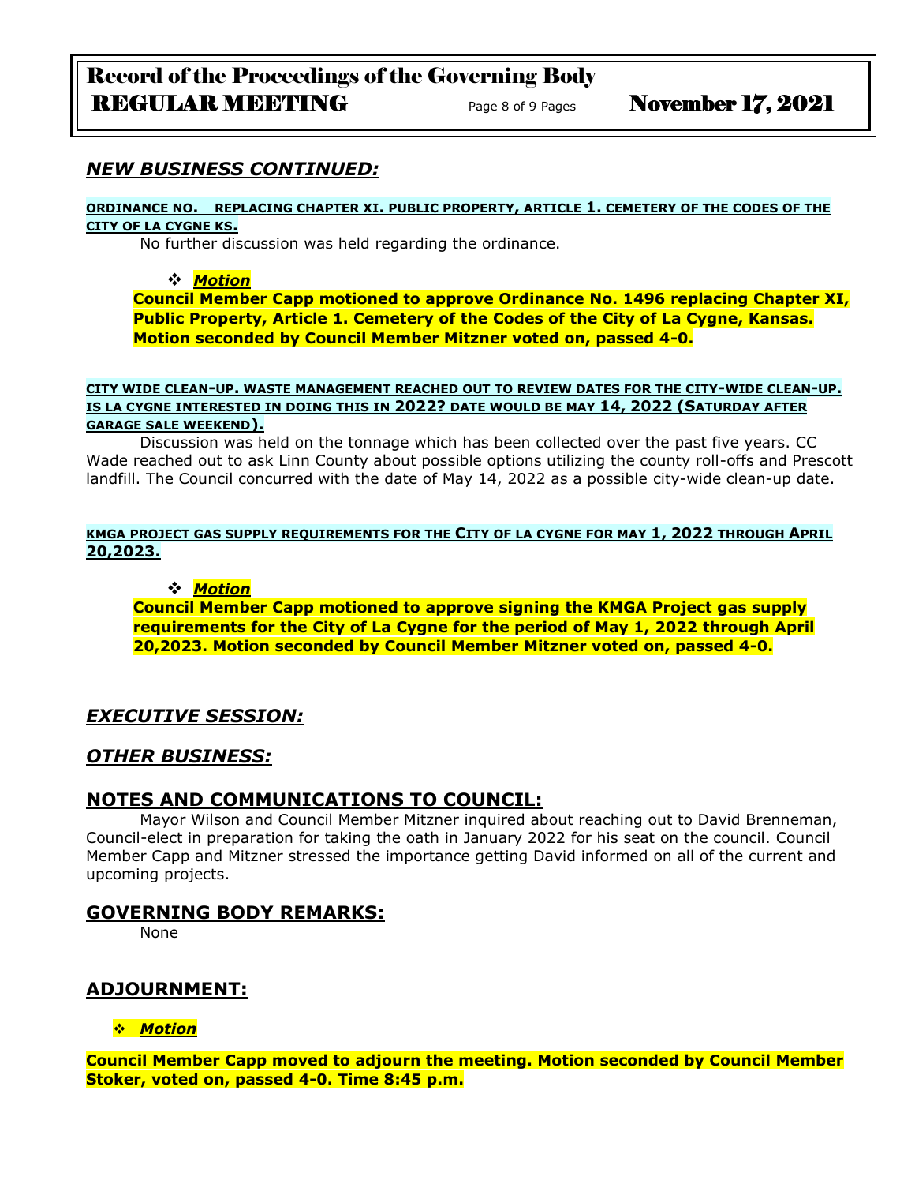## *NEW BUSINESS CONTINUED:*

**ORDINANCE NO. REPLACING CHAPTER XI. PUBLIC PROPERTY, ARTICLE 1. CEMETERY OF THE CODES OF THE CITY OF LA CYGNE KS.**

No further discussion was held regarding the ordinance.

- ***Motion***

**Council Member Capp motioned to approve Ordinance No. 1496 replacing Chapter XI, Public Property, Article 1. Cemetery of the Codes of the City of La Cygne, Kansas. Motion seconded by Council Member Mitzner voted on, passed 4-0.**

**CITY WIDE CLEAN-UP. WASTE MANAGEMENT REACHED OUT TO REVIEW DATES FOR THE CITY-WIDE CLEAN-UP. IS LA CYGNE INTERESTED IN DOING THIS IN 2022? DATE WOULD BE MAY 14, 2022 (SATURDAY AFTER GARAGE SALE WEEKEND).**

Discussion was held on the tonnage which has been collected over the past five years. CC Wade reached out to ask Linn County about possible options utilizing the county roll-offs and Prescott landfill. The Council concurred with the date of May 14, 2022 as a possible city-wide clean-up date.

**KMGA PROJECT GAS SUPPLY REQUIREMENTS FOR THE CITY OF LA CYGNE FOR MAY 1, 2022 THROUGH APRIL 20,2023.**

- ***Motion***

**Council Member Capp motioned to approve signing the KMGA Project gas supply requirements for the City of La Cygne for the period of May 1, 2022 through April 20,2023. Motion seconded by Council Member Mitzner voted on, passed 4-0.**

## *EXECUTIVE SESSION:*

## *OTHER BUSINESS:*

## NOTES AND COMMUNICATIONS TO COUNCIL:

Mayor Wilson and Council Member Mitzner inquired about reaching out to David Brenneman, Council-elect in preparation for taking the oath in January 2022 for his seat on the council. Council Member Capp and Mitzner stressed the importance getting David informed on all of the current and upcoming projects.

## GOVERNING BODY REMARKS:

None

## ADJOURNMENT:

- ***Motion***

**Council Member Capp moved to adjourn the meeting. Motion seconded by Council Member Stoker, voted on, passed 4-0. Time 8:45 p.m.**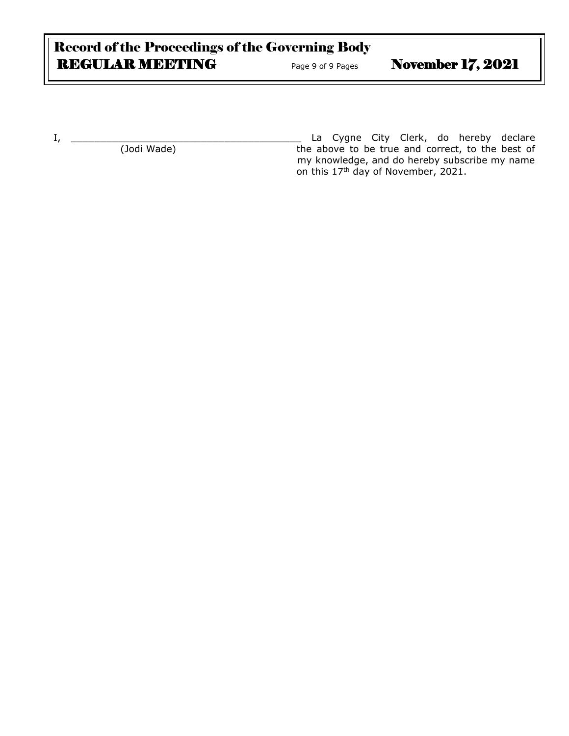I, ________________________________________ La Cygne City Clerk, do hereby declare the above to be true and correct, to the best of my knowledge, and do hereby subscribe my name on this 17th day of November, 2021.

(Jodi Wade)